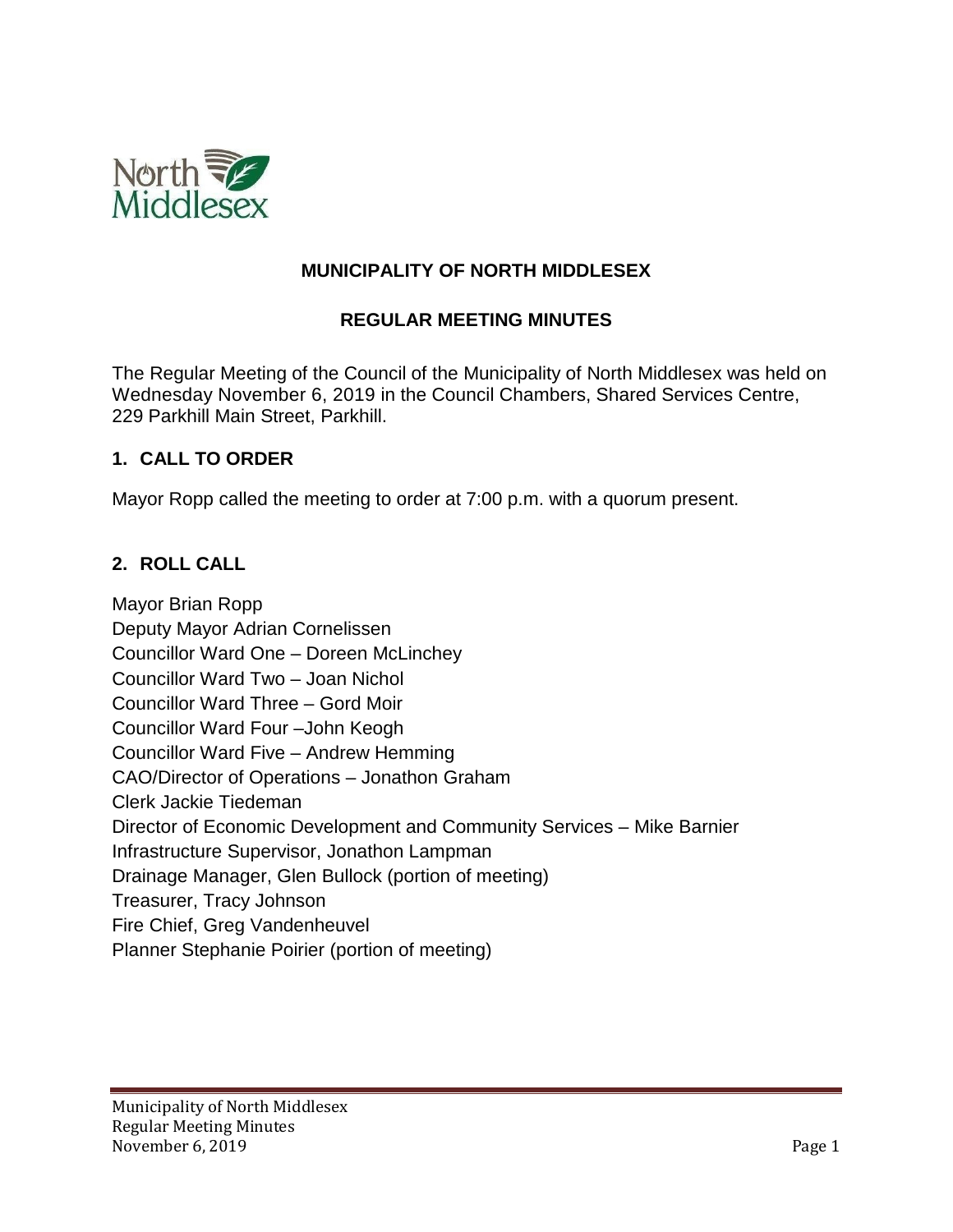# MUNICIPALITY OF NORTH MIDDLESEX

## REGULAR MEETING MINUTES

The Regular Meeting of the Council of the Municipality of North Middlesex was held on Wednesday November 6, 2019 in the Council Chambers, Shared Services Centre, 229 Parkhill Main Street, Parkhill.

### 1. CALL TO ORDER

Mayor Ropp called the meeting to order at 7:00 p.m. with a quorum present.

### 2. ROLL CALL

Mayor Brian Ropp
Deputy Mayor Adrian Cornelissen
Councillor Ward One – Doreen McLinchey
Councillor Ward Two – Joan Nichol
Councillor Ward Three – Gord Moir
Councillor Ward Four –John Keogh
Councillor Ward Five – Andrew Hemming
CAO/Director of Operations – Jonathon Graham
Clerk Jackie Tiedeman
Director of Economic Development and Community Services – Mike Barnier
Infrastructure Supervisor, Jonathon Lampman
Drainage Manager, Glen Bullock (portion of meeting)
Treasurer, Tracy Johnson
Fire Chief, Greg Vandenheuvel
Planner Stephanie Poirier (portion of meeting)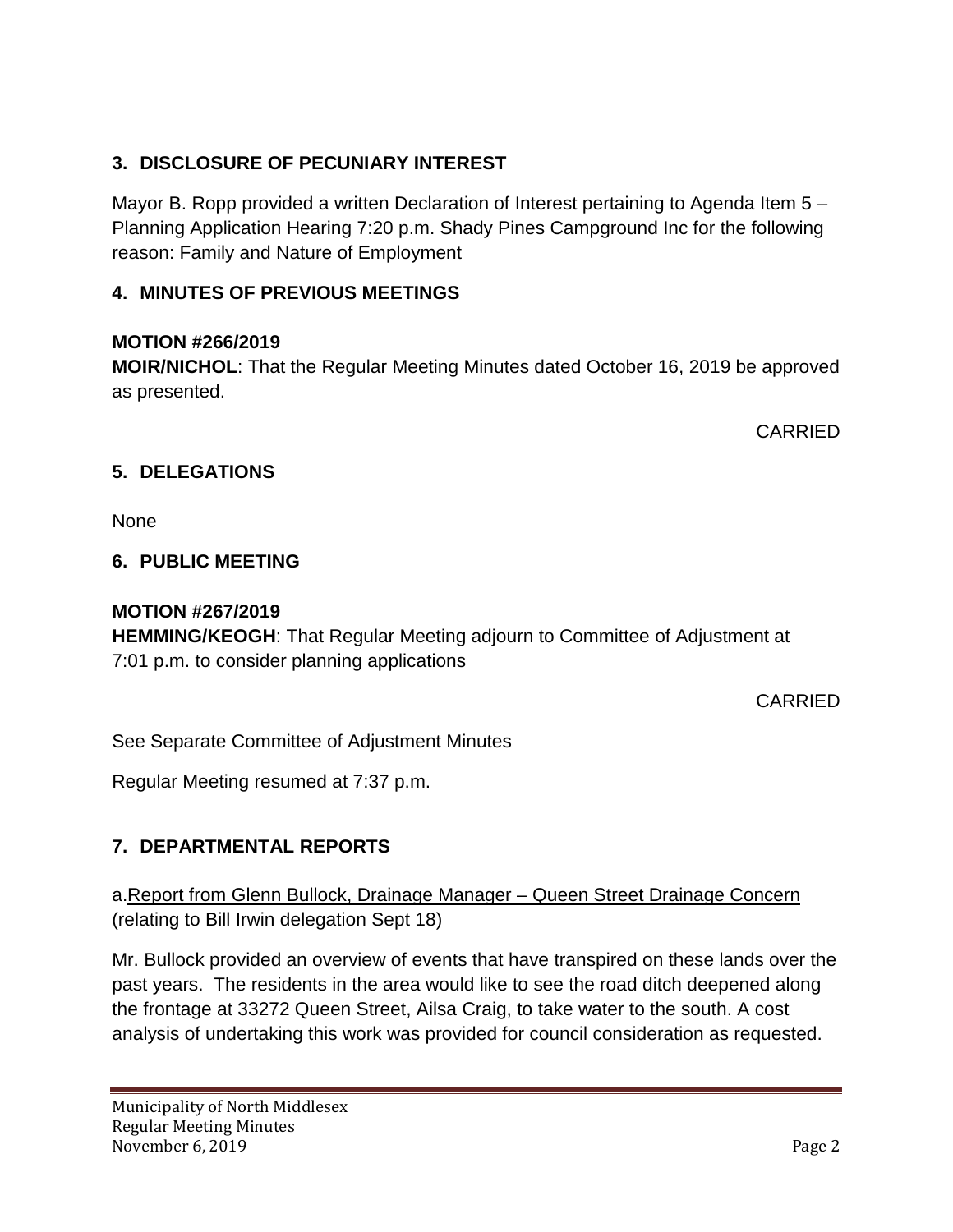## 3. DISCLOSURE OF PECUNIARY INTEREST

Mayor B. Ropp provided a written Declaration of Interest pertaining to Agenda Item 5 – Planning Application Hearing 7:20 p.m. Shady Pines Campground Inc for the following reason: Family and Nature of Employment

## 4. MINUTES OF PREVIOUS MEETINGS

**MOTION #266/2019**
**MOIR/NICHOL**: That the Regular Meeting Minutes dated October 16, 2019 be approved as presented.

CARRIED

## 5. DELEGATIONS

None

## 6. PUBLIC MEETING

**MOTION #267/2019**
**HEMMING/KEOGH**: That Regular Meeting adjourn to Committee of Adjustment at 7:01 p.m. to consider planning applications

CARRIED

See Separate Committee of Adjustment Minutes

Regular Meeting resumed at 7:37 p.m.

## 7. DEPARTMENTAL REPORTS

a. Report from Glenn Bullock, Drainage Manager – Queen Street Drainage Concern (relating to Bill Irwin delegation Sept 18)

Mr. Bullock provided an overview of events that have transpired on these lands over the past years. The residents in the area would like to see the road ditch deepened along the frontage at 33272 Queen Street, Ailsa Craig, to take water to the south. A cost analysis of undertaking this work was provided for council consideration as requested.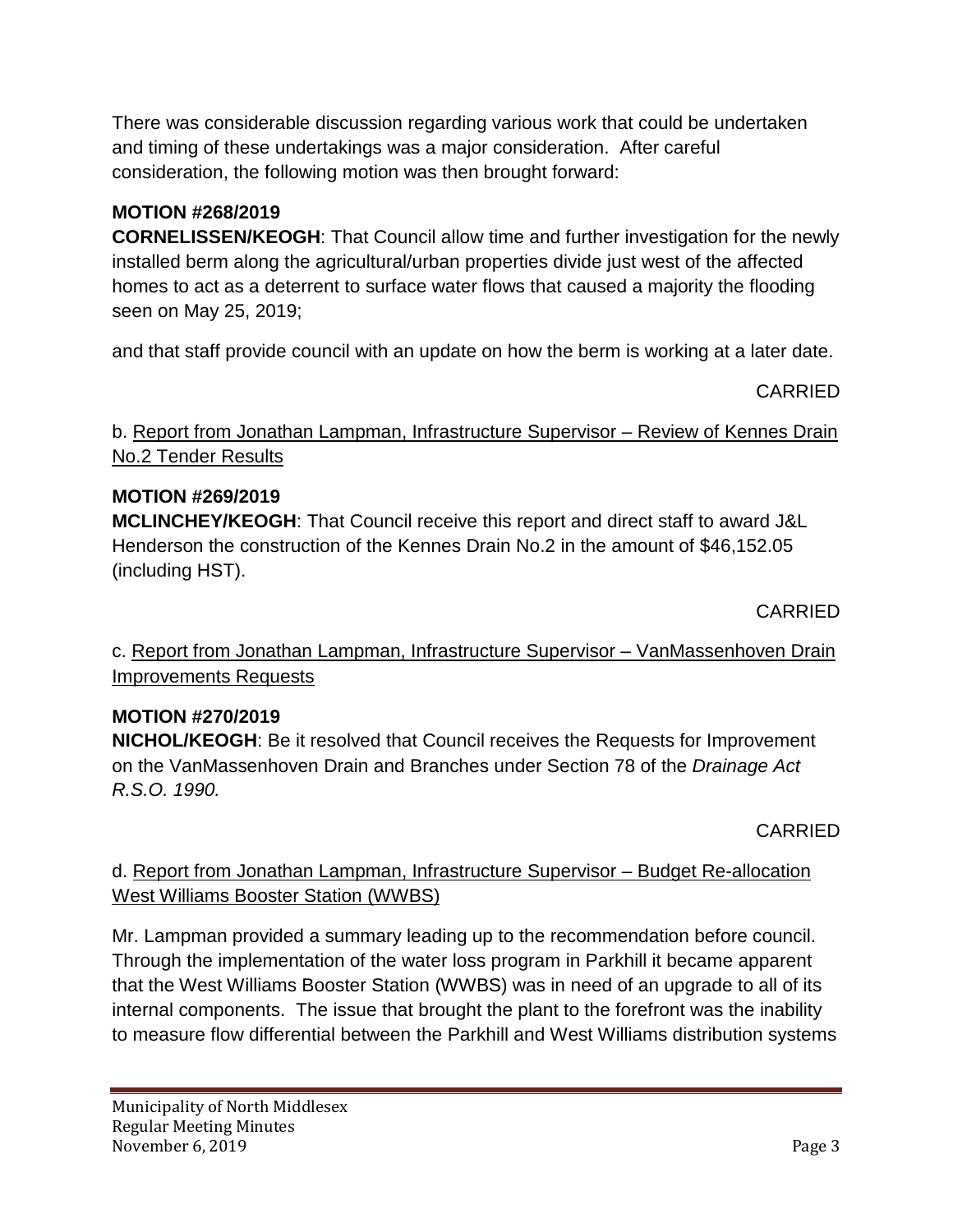There was considerable discussion regarding various work that could be undertaken and timing of these undertakings was a major consideration. After careful consideration, the following motion was then brought forward:

**MOTION #268/2019**

**CORNELISSEN/KEOGH**: That Council allow time and further investigation for the newly installed berm along the agricultural/urban properties divide just west of the affected homes to act as a deterrent to surface water flows that caused a majority the flooding seen on May 25, 2019;

and that staff provide council with an update on how the berm is working at a later date.

CARRIED

b. Report from Jonathan Lampman, Infrastructure Supervisor – Review of Kennes Drain No.2 Tender Results

**MOTION #269/2019**

**MCLINCHEY/KEOGH**: That Council receive this report and direct staff to award J&L Henderson the construction of the Kennes Drain No.2 in the amount of $46,152.05 (including HST).

CARRIED

c. Report from Jonathan Lampman, Infrastructure Supervisor – VanMassenhoven Drain Improvements Requests

**MOTION #270/2019**

**NICHOL/KEOGH**: Be it resolved that Council receives the Requests for Improvement on the VanMassenhoven Drain and Branches under Section 78 of the *Drainage Act R.S.O. 1990.*

CARRIED

d. Report from Jonathan Lampman, Infrastructure Supervisor – Budget Re-allocation West Williams Booster Station (WWBS)

Mr. Lampman provided a summary leading up to the recommendation before council. Through the implementation of the water loss program in Parkhill it became apparent that the West Williams Booster Station (WWBS) was in need of an upgrade to all of its internal components. The issue that brought the plant to the forefront was the inability to measure flow differential between the Parkhill and West Williams distribution systems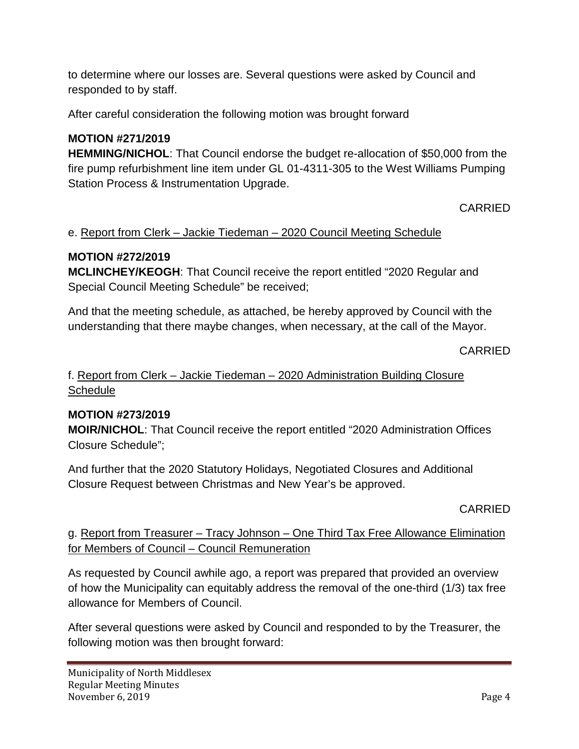to determine where our losses are. Several questions were asked by Council and responded to by staff.

After careful consideration the following motion was brought forward

**MOTION #271/2019**
**HEMMING/NICHOL**: That Council endorse the budget re-allocation of $50,000 from the fire pump refurbishment line item under GL 01-4311-305 to the West Williams Pumping Station Process & Instrumentation Upgrade.

CARRIED

e. Report from Clerk – Jackie Tiedeman – 2020 Council Meeting Schedule

**MOTION #272/2019**
**MCLINCHEY/KEOGH**: That Council receive the report entitled "2020 Regular and Special Council Meeting Schedule" be received;

And that the meeting schedule, as attached, be hereby approved by Council with the understanding that there maybe changes, when necessary, at the call of the Mayor.

CARRIED

f. Report from Clerk – Jackie Tiedeman – 2020 Administration Building Closure Schedule

**MOTION #273/2019**
**MOIR/NICHOL**: That Council receive the report entitled "2020 Administration Offices Closure Schedule";

And further that the 2020 Statutory Holidays, Negotiated Closures and Additional Closure Request between Christmas and New Year's be approved.

CARRIED

g. Report from Treasurer – Tracy Johnson – One Third Tax Free Allowance Elimination for Members of Council – Council Remuneration

As requested by Council awhile ago, a report was prepared that provided an overview of how the Municipality can equitably address the removal of the one-third (1/3) tax free allowance for Members of Council.

After several questions were asked by Council and responded to by the Treasurer, the following motion was then brought forward: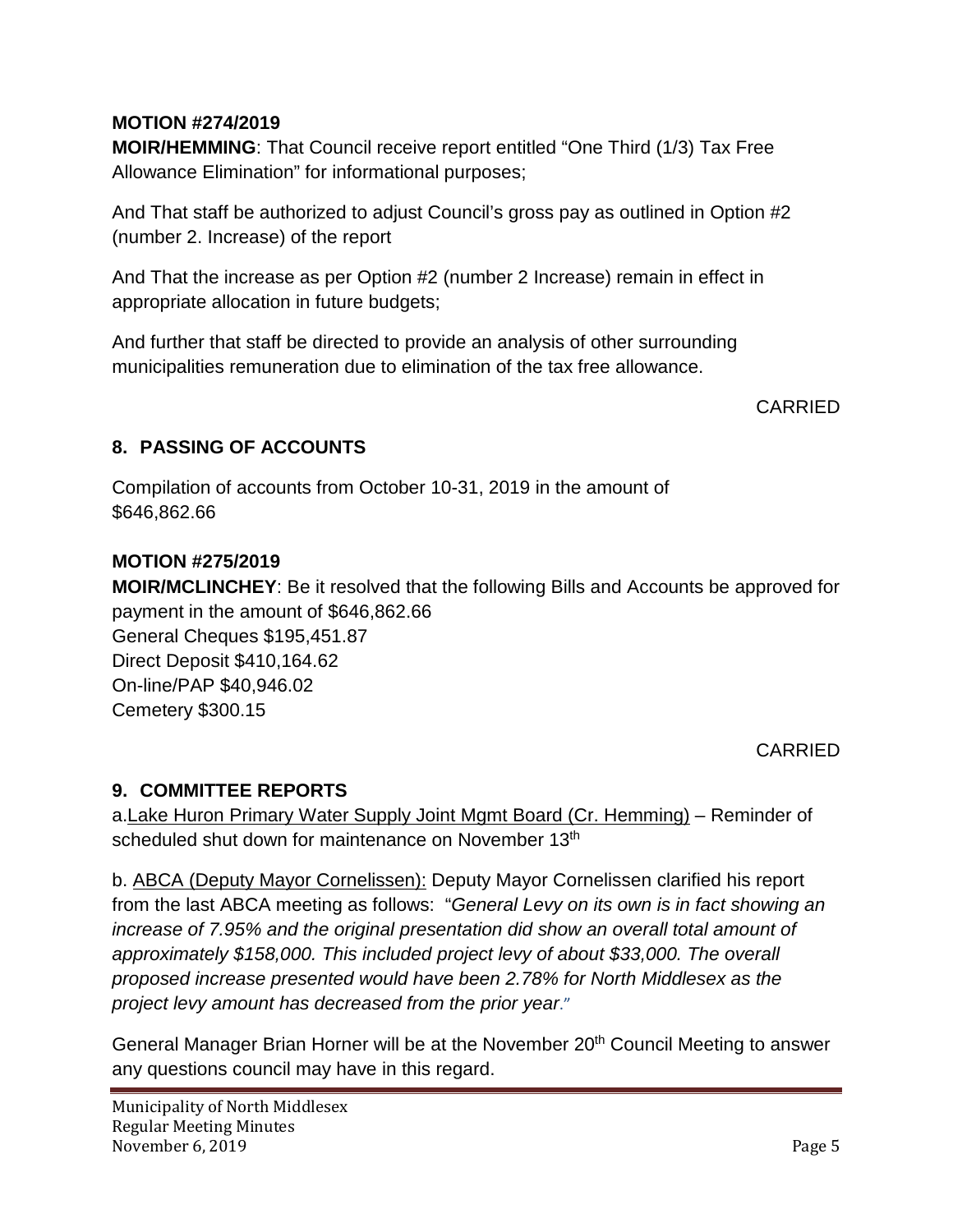**MOTION #274/2019**

**MOIR/HEMMING**: That Council receive report entitled "One Third (1/3) Tax Free Allowance Elimination" for informational purposes;

And That staff be authorized to adjust Council's gross pay as outlined in Option #2 (number 2. Increase) of the report

And That the increase as per Option #2 (number 2 Increase) remain in effect in appropriate allocation in future budgets;

And further that staff be directed to provide an analysis of other surrounding municipalities remuneration due to elimination of the tax free allowance.

CARRIED

## 8. PASSING OF ACCOUNTS

Compilation of accounts from October 10-31, 2019 in the amount of $646,862.66

**MOTION #275/2019**

**MOIR/MCLINCHEY**: Be it resolved that the following Bills and Accounts be approved for payment in the amount of $646,862.66
General Cheques $195,451.87
Direct Deposit $410,164.62
On-line/PAP $40,946.02
Cemetery $300.15

CARRIED

## 9. COMMITTEE REPORTS

a. Lake Huron Primary Water Supply Joint Mgmt Board (Cr. Hemming) – Reminder of scheduled shut down for maintenance on November 13th

b. ABCA (Deputy Mayor Cornelissen): Deputy Mayor Cornelissen clarified his report from the last ABCA meeting as follows: "*General Levy on its own is in fact showing an increase of 7.95% and the original presentation did show an overall total amount of approximately $158,000. This included project levy of about $33,000. The overall proposed increase presented would have been 2.78% for North Middlesex as the project levy amount has decreased from the prior year*."

General Manager Brian Horner will be at the November 20th Council Meeting to answer any questions council may have in this regard.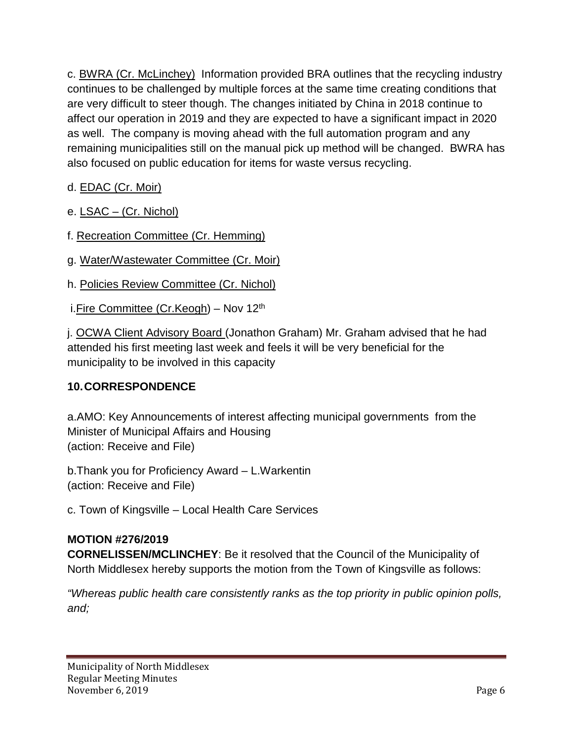c. <u>BWRA (Cr. McLinchey)</u> Information provided BRA outlines that the recycling industry continues to be challenged by multiple forces at the same time creating conditions that are very difficult to steer though. The changes initiated by China in 2018 continue to affect our operation in 2019 and they are expected to have a significant impact in 2020 as well. The company is moving ahead with the full automation program and any remaining municipalities still on the manual pick up method will be changed. BWRA has also focused on public education for items for waste versus recycling.

d. <u>EDAC (Cr. Moir)</u>

e. <u>LSAC – (Cr. Nichol)</u>

f. <u>Recreation Committee (Cr. Hemming)</u>

g. <u>Water/Wastewater Committee (Cr. Moir)</u>

h. <u>Policies Review Committee (Cr. Nichol)</u>

i. <u>Fire Committee (Cr.Keogh</u>) – Nov 12th

j. <u>OCWA Client Advisory Board</u> (Jonathon Graham) Mr. Graham advised that he had attended his first meeting last week and feels it will be very beneficial for the municipality to be involved in this capacity

## 10. CORRESPONDENCE

a. AMO: Key Announcements of interest affecting municipal governments from the Minister of Municipal Affairs and Housing
(action: Receive and File)

b. Thank you for Proficiency Award – L.Warkentin
(action: Receive and File)

c. Town of Kingsville – Local Health Care Services

**MOTION #276/2019**
**CORNELISSEN/MCLINCHEY**: Be it resolved that the Council of the Municipality of North Middlesex hereby supports the motion from the Town of Kingsville as follows:

*"Whereas public health care consistently ranks as the top priority in public opinion polls, and;*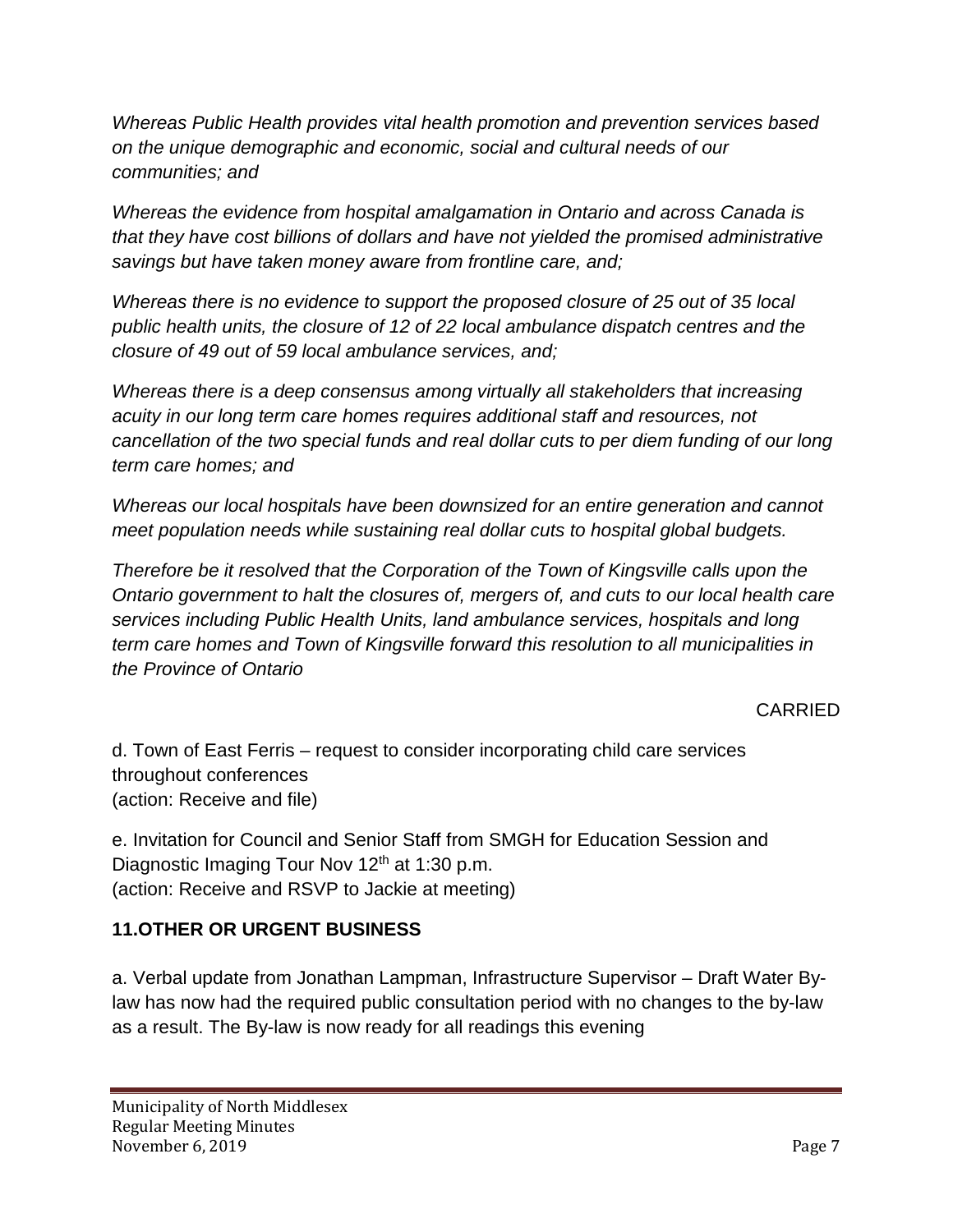*Whereas Public Health provides vital health promotion and prevention services based on the unique demographic and economic, social and cultural needs of our communities; and*

*Whereas the evidence from hospital amalgamation in Ontario and across Canada is that they have cost billions of dollars and have not yielded the promised administrative savings but have taken money aware from frontline care, and;*

*Whereas there is no evidence to support the proposed closure of 25 out of 35 local public health units, the closure of 12 of 22 local ambulance dispatch centres and the closure of 49 out of 59 local ambulance services, and;*

*Whereas there is a deep consensus among virtually all stakeholders that increasing acuity in our long term care homes requires additional staff and resources, not cancellation of the two special funds and real dollar cuts to per diem funding of our long term care homes; and*

*Whereas our local hospitals have been downsized for an entire generation and cannot meet population needs while sustaining real dollar cuts to hospital global budgets.*

*Therefore be it resolved that the Corporation of the Town of Kingsville calls upon the Ontario government to halt the closures of, mergers of, and cuts to our local health care services including Public Health Units, land ambulance services, hospitals and long term care homes and Town of Kingsville forward this resolution to all municipalities in the Province of Ontario*

CARRIED

d. Town of East Ferris – request to consider incorporating child care services throughout conferences
(action: Receive and file)

e. Invitation for Council and Senior Staff from SMGH for Education Session and Diagnostic Imaging Tour Nov 12th at 1:30 p.m.
(action: Receive and RSVP to Jackie at meeting)

## 11.OTHER OR URGENT BUSINESS

a. Verbal update from Jonathan Lampman, Infrastructure Supervisor – Draft Water By-law has now had the required public consultation period with no changes to the by-law as a result. The By-law is now ready for all readings this evening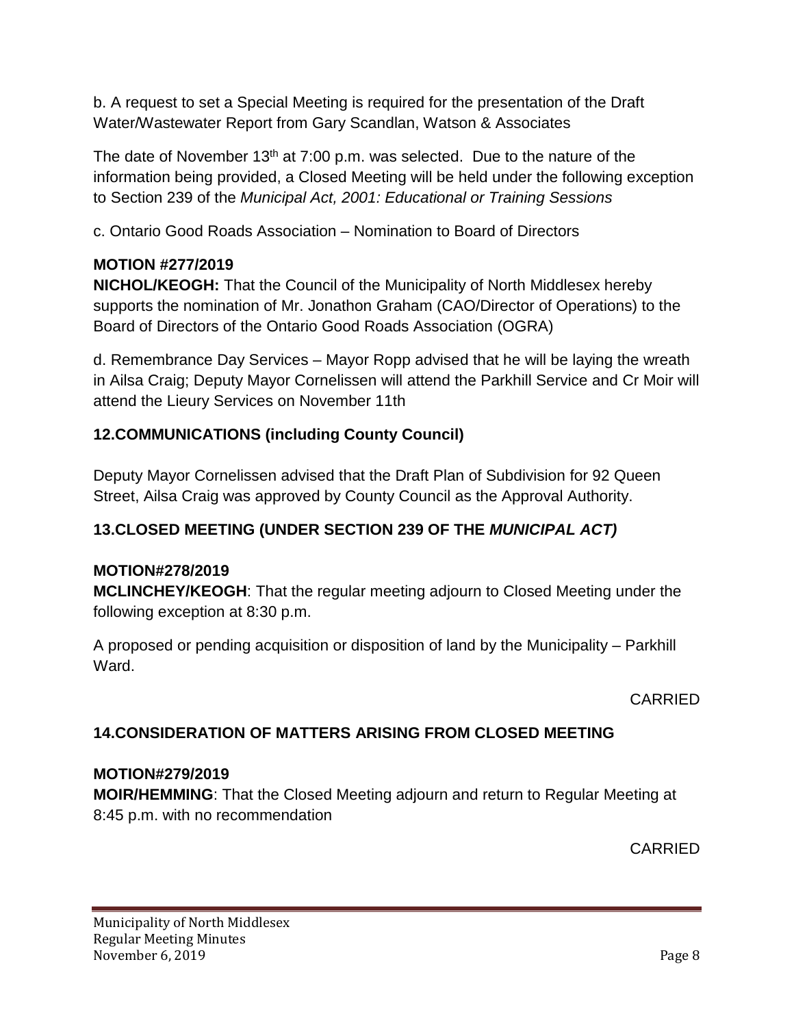b. A request to set a Special Meeting is required for the presentation of the Draft Water/Wastewater Report from Gary Scandlan, Watson & Associates

The date of November 13th at 7:00 p.m. was selected. Due to the nature of the information being provided, a Closed Meeting will be held under the following exception to Section 239 of the *Municipal Act, 2001: Educational or Training Sessions*

c. Ontario Good Roads Association – Nomination to Board of Directors

**MOTION #277/2019**
**NICHOL/KEOGH:** That the Council of the Municipality of North Middlesex hereby supports the nomination of Mr. Jonathon Graham (CAO/Director of Operations) to the Board of Directors of the Ontario Good Roads Association (OGRA)

d. Remembrance Day Services – Mayor Ropp advised that he will be laying the wreath in Ailsa Craig; Deputy Mayor Cornelissen will attend the Parkhill Service and Cr Moir will attend the Lieury Services on November 11th

## 12.COMMUNICATIONS (including County Council)

Deputy Mayor Cornelissen advised that the Draft Plan of Subdivision for 92 Queen Street, Ailsa Craig was approved by County Council as the Approval Authority.

## 13.CLOSED MEETING (UNDER SECTION 239 OF THE *MUNICIPAL ACT)*

**MOTION#278/2019**
**MCLINCHEY/KEOGH**: That the regular meeting adjourn to Closed Meeting under the following exception at 8:30 p.m.

A proposed or pending acquisition or disposition of land by the Municipality – Parkhill Ward.

CARRIED

## 14.CONSIDERATION OF MATTERS ARISING FROM CLOSED MEETING

**MOTION#279/2019**
**MOIR/HEMMING**: That the Closed Meeting adjourn and return to Regular Meeting at 8:45 p.m. with no recommendation

CARRIED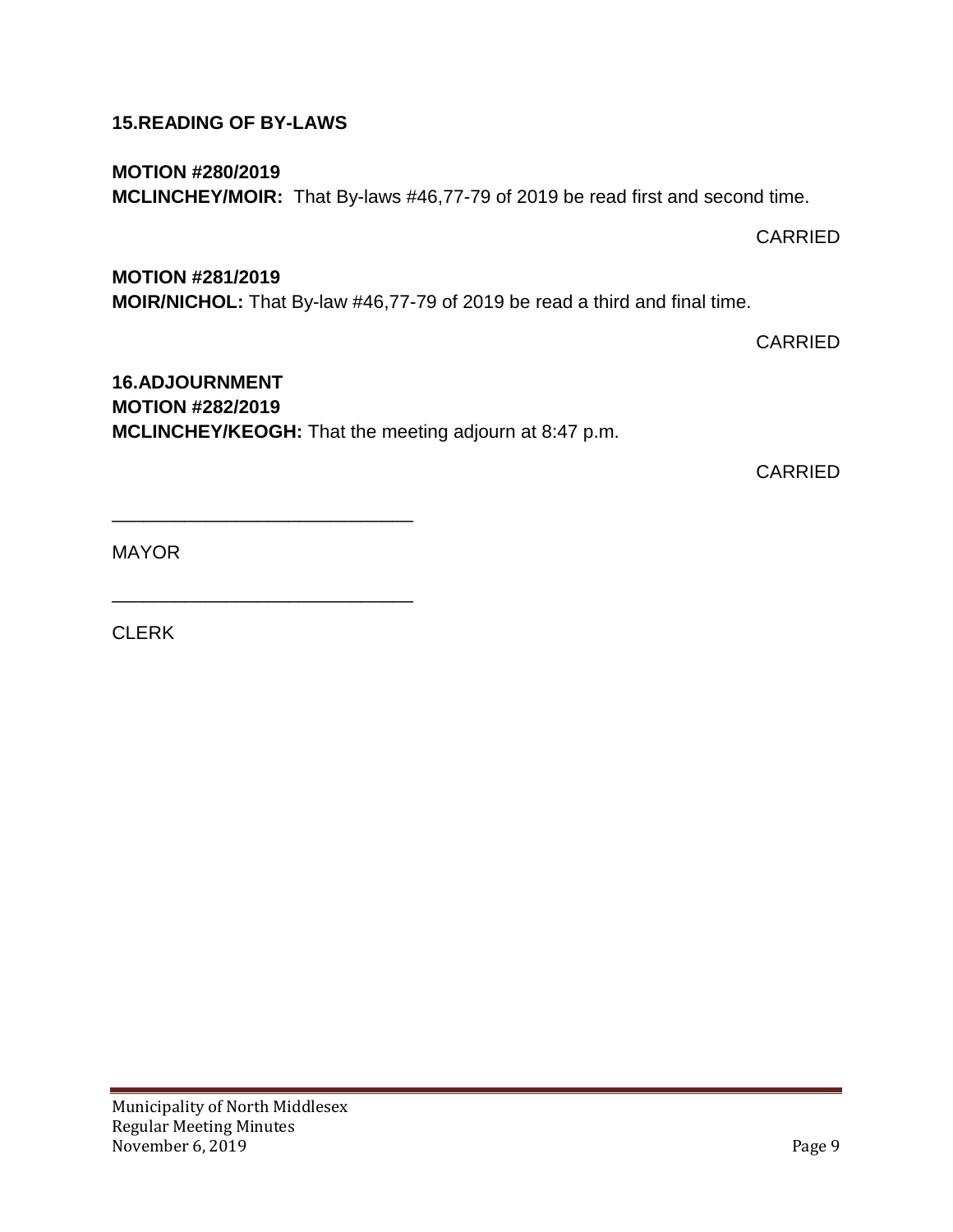## 15.READING OF BY-LAWS

**MOTION #280/2019**
**MCLINCHEY/MOIR:** That By-laws #46,77-79 of 2019 be read first and second time.

CARRIED

**MOTION #281/2019**
**MOIR/NICHOL:** That By-law #46,77-79 of 2019 be read a third and final time.

CARRIED

## 16.ADJOURNMENT

**MOTION #282/2019**
**MCLINCHEY/KEOGH:** That the meeting adjourn at 8:47 p.m.

CARRIED

\_\_\_\_\_\_\_\_\_\_\_\_\_\_\_\_\_\_\_\_\_\_\_\_\_\_\_\_\_\_

MAYOR

\_\_\_\_\_\_\_\_\_\_\_\_\_\_\_\_\_\_\_\_\_\_\_\_\_\_\_\_\_\_

CLERK